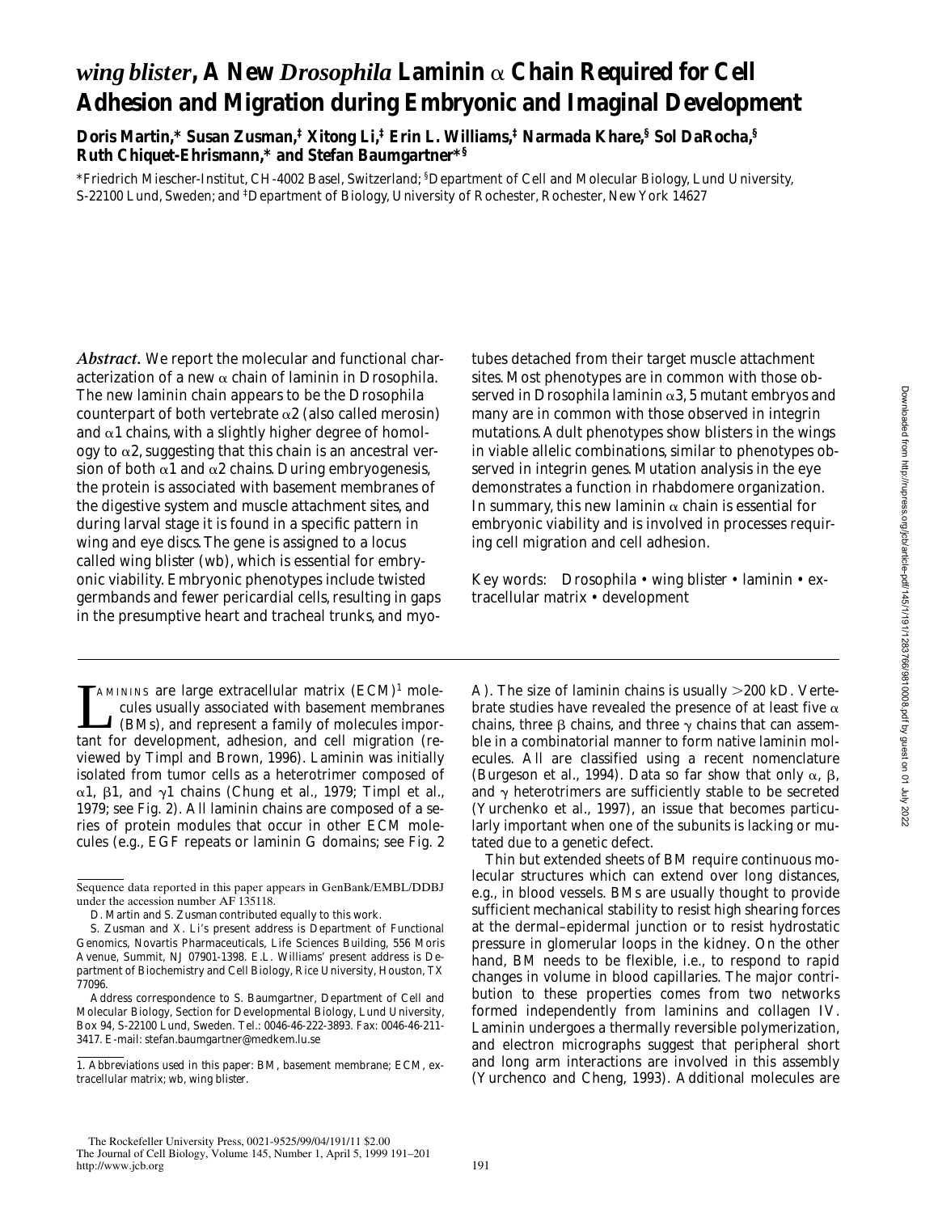# *wing blister*, A New *Drosophila* Laminin α Chain Required for Cell Adhesion and Migration during Embryonic and Imaginal Development

**Doris Martin,\* Susan Zusman,‡ Xitong Li,‡ Erin L. Williams,‡ Narmada Khare,§ Sol DaRocha,§ Ruth Chiquet-Ehrismann,\* and Stefan Baumgartner\*§**

\*Friedrich Miescher-Institut, CH-4002 Basel, Switzerland; §Department of Cell and Molecular Biology, Lund University, S-22100 Lund, Sweden; and ‡Department of Biology, University of Rochester, Rochester, New York 14627

***Abstract.*** We report the molecular and functional characterization of a new α chain of laminin in Drosophila. The new laminin chain appears to be the Drosophila counterpart of both vertebrate α2 (also called merosin) and α1 chains, with a slightly higher degree of homology to α2, suggesting that this chain is an ancestral version of both α1 and α2 chains. During embryogenesis, the protein is associated with basement membranes of the digestive system and muscle attachment sites, and during larval stage it is found in a specific pattern in wing and eye discs. The gene is assigned to a locus called wing blister (wb), which is essential for embryonic viability. Embryonic phenotypes include twisted germbands and fewer pericardial cells, resulting in gaps in the presumptive heart and tracheal trunks, and myotubes detached from their target muscle attachment sites. Most phenotypes are in common with those observed in Drosophila laminin α3, 5 mutant embryos and many are in common with those observed in integrin mutations. Adult phenotypes show blisters in the wings in viable allelic combinations, similar to phenotypes observed in integrin genes. Mutation analysis in the eye demonstrates a function in rhabdomere organization. In summary, this new laminin α chain is essential for embryonic viability and is involved in processes requiring cell migration and cell adhesion.

Key words: Drosophila • wing blister • laminin • extracellular matrix • development

Laminins are large extracellular matrix (ECM)[1] molecules usually associated with basement membranes (BMs), and represent a family of molecules important for development, adhesion, and cell migration (reviewed by Timpl and Brown, 1996). Laminin was initially isolated from tumor cells as a heterotrimer composed of α1, β1, and γ1 chains (Chung et al., 1979; Timpl et al., 1979; see Fig. 2). All laminin chains are composed of a series of protein modules that occur in other ECM molecules (e.g., EGF repeats or laminin G domains; see Fig. 2 A). The size of laminin chains is usually >200 kD. Vertebrate studies have revealed the presence of at least five α chains, three β chains, and three γ chains that can assemble in a combinatorial manner to form native laminin molecules. All are classified using a recent nomenclature (Burgeson et al., 1994). Data so far show that only α, β, and γ heterotrimers are sufficiently stable to be secreted (Yurchenko et al., 1997), an issue that becomes particularly important when one of the subunits is lacking or mutated due to a genetic defect.

Thin but extended sheets of BM require continuous molecular structures which can extend over long distances, e.g., in blood vessels. BMs are usually thought to provide sufficient mechanical stability to resist high shearing forces at the dermal–epidermal junction or to resist hydrostatic pressure in glomerular loops in the kidney. On the other hand, BM needs to be flexible, i.e., to respond to rapid changes in volume in blood capillaries. The major contribution to these properties comes from two networks formed independently from laminins and collagen IV. Laminin undergoes a thermally reversible polymerization, and electron micrographs suggest that peripheral short and long arm interactions are involved in this assembly (Yurchenco and Cheng, 1993). Additional molecules are

Sequence data reported in this paper appears in GenBank/EMBL/DDBJ under the accession number AF 135118.

D. Martin and S. Zusman contributed equally to this work.

S. Zusman and X. Li's present address is Department of Functional Genomics, Novartis Pharmaceuticals, Life Sciences Building, 556 Moris Avenue, Summit, NJ 07901-1398. E.L. Williams' present address is Department of Biochemistry and Cell Biology, Rice University, Houston, TX 77096.

Address correspondence to S. Baumgartner, Department of Cell and Molecular Biology, Section for Developmental Biology, Lund University, Box 94, S-22100 Lund, Sweden. Tel.: 0046-46-222-3893. Fax: 0046-46-211-3417. E-mail: stefan.baumgartner@medkem.lu.se

1. Abbreviations used in this paper: BM, basement membrane; ECM, extracellular matrix; wb, wing blister.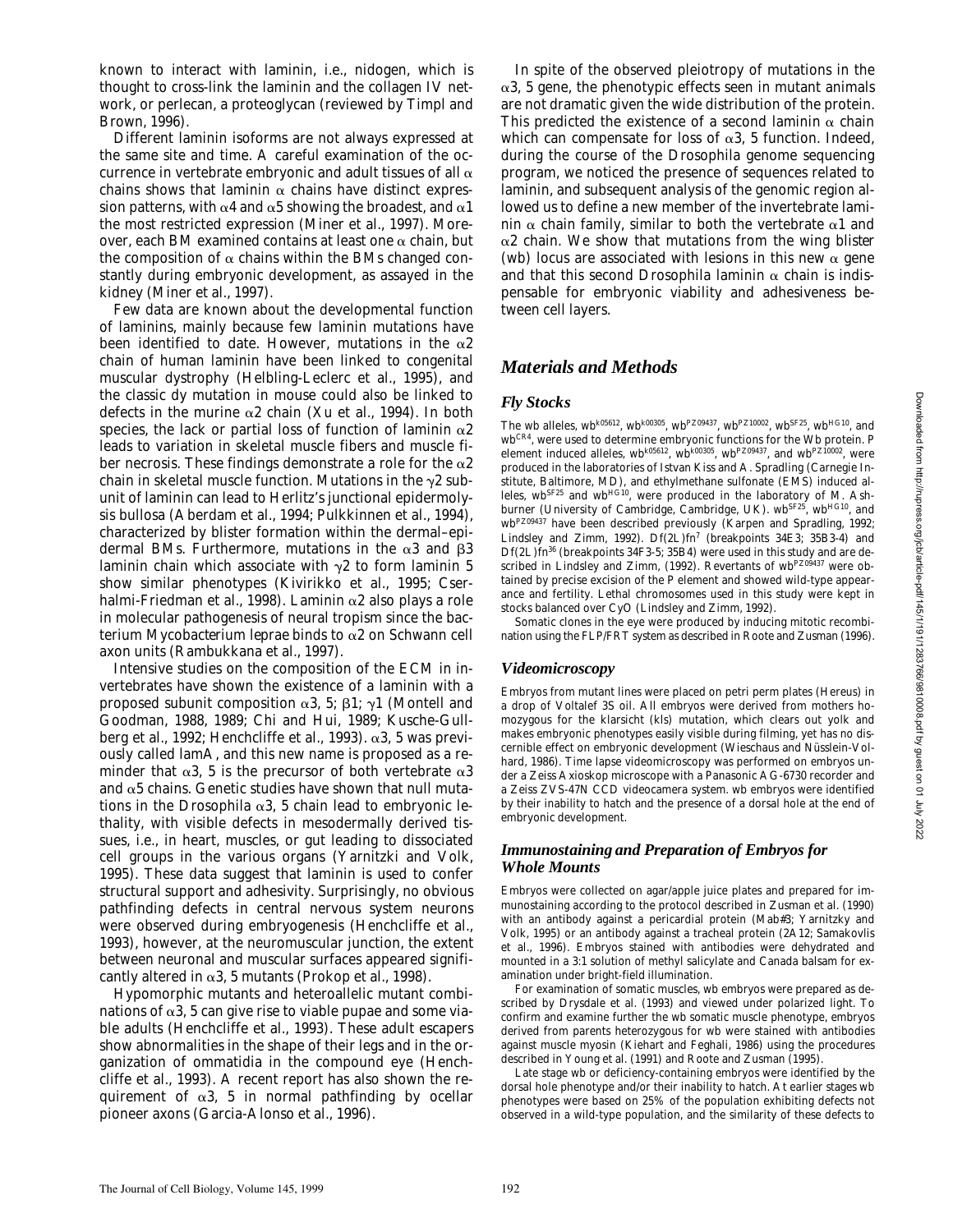known to interact with laminin, i.e., nidogen, which is thought to cross-link the laminin and the collagen IV network, or perlecan, a proteoglycan (reviewed by Timpl and Brown, 1996).

Different laminin isoforms are not always expressed at the same site and time. A careful examination of the occurrence in vertebrate embryonic and adult tissues of all α chains shows that laminin α chains have distinct expression patterns, with α4 and α5 showing the broadest, and α1 the most restricted expression (Miner et al., 1997). Moreover, each BM examined contains at least one α chain, but the composition of α chains within the BMs changed constantly during embryonic development, as assayed in the kidney (Miner et al., 1997).

Few data are known about the developmental function of laminins, mainly because few laminin mutations have been identified to date. However, mutations in the α2 chain of human laminin have been linked to congenital muscular dystrophy (Helbling-Leclerc et al., 1995), and the classic *dy* mutation in mouse could also be linked to defects in the murine α2 chain (Xu et al., 1994). In both species, the lack or partial loss of function of laminin α2 leads to variation in skeletal muscle fibers and muscle fiber necrosis. These findings demonstrate a role for the α2 chain in skeletal muscle function. Mutations in the γ2 subunit of laminin can lead to Herlitz's junctional epidermolysis bullosa (Aberdam et al., 1994; Pulkkinnen et al., 1994), characterized by blister formation within the dermal–epidermal BMs. Furthermore, mutations in the α3 and β3 laminin chain which associate with γ2 to form laminin 5 show similar phenotypes (Kivirikko et al., 1995; Cserhalmi-Friedman et al., 1998). Laminin α2 also plays a role in molecular pathogenesis of neural tropism since the bacterium *Mycobacterium leprae* binds to α2 on Schwann cell axon units (Rambukkana et al., 1997).

Intensive studies on the composition of the ECM in invertebrates have shown the existence of a laminin with a proposed subunit composition α3, 5; β1; γ1 (Montell and Goodman, 1988, 1989; Chi and Hui, 1989; Kusche-Gullberg et al., 1992; Henchcliffe et al., 1993). α3, 5 was previously called lamA, and this new name is proposed as a reminder that α3, 5 is the precursor of both vertebrate α3 and α5 chains. Genetic studies have shown that null mutations in the *Drosophila* α3, 5 chain lead to embryonic lethality, with visible defects in mesodermally derived tissues, i.e., in heart, muscles, or gut leading to dissociated cell groups in the various organs (Yarnitzki and Volk, 1995). These data suggest that laminin is used to confer structural support and adhesivity. Surprisingly, no obvious pathfinding defects in central nervous system neurons were observed during embryogenesis (Henchcliffe et al., 1993), however, at the neuromuscular junction, the extent between neuronal and muscular surfaces appeared significantly altered in α3, 5 mutants (Prokop et al., 1998).

Hypomorphic mutants and heteroallelic mutant combinations of α3, 5 can give rise to viable pupae and some viable adults (Henchcliffe et al., 1993). These adult escapers show abnormalities in the shape of their legs and in the organization of ommatidia in the compound eye (Henchcliffe et al., 1993). A recent report has also shown the requirement of α3, 5 in normal pathfinding by ocellar pioneer axons (Garcia-Alonso et al., 1996).

In spite of the observed pleiotropy of mutations in the α3, 5 gene, the phenotypic effects seen in mutant animals are not dramatic given the wide distribution of the protein. This predicted the existence of a second laminin α chain which can compensate for loss of α3, 5 function. Indeed, during the course of the *Drosophila* genome sequencing program, we noticed the presence of sequences related to laminin, and subsequent analysis of the genomic region allowed us to define a new member of the invertebrate laminin α chain family, similar to both the vertebrate α1 and α2 chain. We show that mutations from the *wing blister* (*wb*) locus are associated with lesions in this new α gene and that this second *Drosophila* laminin α chain is indispensable for embryonic viability and adhesiveness between cell layers.

## Materials and Methods

### Fly Stocks

The *wb* alleles, $wb^{k05612}$, $wb^{k00305}$, $wb^{PZ09437}$, $wb^{PZ10002}$, $wb^{SF25}$, $wb^{HG10}$, and $wb^{CR4}$, were used to determine embryonic functions for the Wb protein. P element induced alleles, $wb^{k05612}$, $wb^{k00305}$, $wb^{PZ09437}$, and $wb^{PZ10002}$, were produced in the laboratories of Istvan Kiss and A. Spradling (Carnegie Institute, Baltimore, MD), and ethylmethane sulfonate (EMS) induced alleles, $wb^{SF25}$ and $wb^{HG10}$, were produced in the laboratory of M. Ashburner (University of Cambridge, Cambridge, UK). $wb^{SF25}$, $wb^{HG10}$, and $wb^{PZ09437}$ have been described previously (Karpen and Spradling, 1992; Lindsley and Zimm, 1992). $Df(2L)fn^{7}$ (breakpoints 34E3; 35B3-4) and $Df(2L)fn^{36}$ (breakpoints 34F3-5; 35B4) were used in this study and are described in Lindsley and Zimm, (1992). Revertants of $wb^{PZ09437}$ were obtained by precise excision of the P element and showed wild-type appearance and fertility. Lethal chromosomes used in this study were kept in stocks balanced over CyO (Lindsley and Zimm, 1992).

Somatic clones in the eye were produced by inducing mitotic recombination using the FLP/FRT system as described in Roote and Zusman (1996).

### Videomicroscopy

Embryos from mutant lines were placed on petri perm plates (Hereus) in a drop of Voltalef 3S oil. All embryos were derived from mothers homozygous for the *klarsicht* (*kls*) mutation, which clears out yolk and makes embryonic phenotypes easily visible during filming, yet has no discernible effect on embryonic development (Wieschaus and Nüsslein-Volhard, 1986). Time lapse videomicroscopy was performed on embryos under a Zeiss Axioskop microscope with a Panasonic AG-6730 recorder and a Zeiss ZVS-47N CCD videocamera system. *wb* embryos were identified by their inability to hatch and the presence of a dorsal hole at the end of embryonic development.

### Immunostaining and Preparation of Embryos for Whole Mounts

Embryos were collected on agar/apple juice plates and prepared for immunostaining according to the protocol described in Zusman et al. (1990) with an antibody against a pericardial protein (Mab#3; Yarnitzky and Volk, 1995) or an antibody against a tracheal protein (2A12; Samakovlis et al., 1996). Embryos stained with antibodies were dehydrated and mounted in a 3:1 solution of methyl salicylate and Canada balsam for examination under bright-field illumination.

For examination of somatic muscles, *wb* embryos were prepared as described by Drysdale et al. (1993) and viewed under polarized light. To confirm and examine further the *wb* somatic muscle phenotype, embryos derived from parents heterozygous for *wb* were stained with antibodies against muscle myosin (Kiehart and Feghali, 1986) using the procedures described in Young et al. (1991) and Roote and Zusman (1995).

Late stage *wb* or deficiency-containing embryos were identified by the dorsal hole phenotype and/or their inability to hatch. At earlier stages *wb* phenotypes were based on 25% of the population exhibiting defects not observed in a wild-type population, and the similarity of these defects to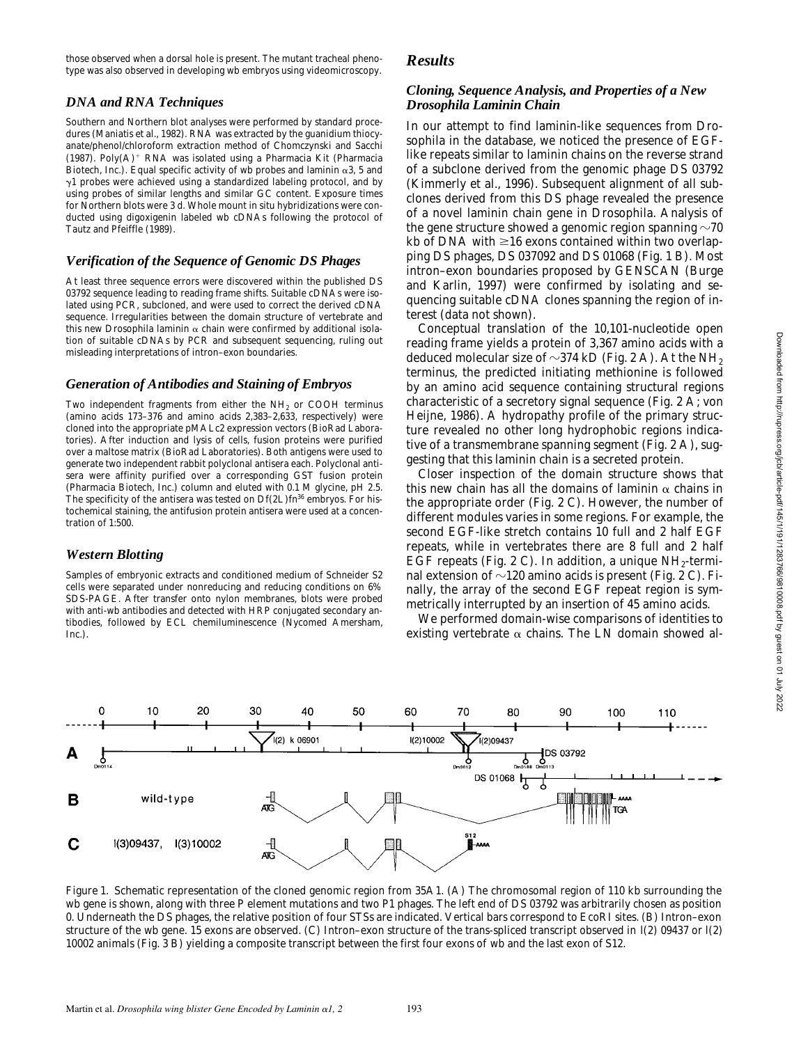those observed when a dorsal hole is present. The mutant tracheal phenotype was also observed in developing wb embryos using videomicroscopy.

### DNA and RNA Techniques

Southern and Northern blot analyses were performed by standard procedures (Maniatis et al., 1982). RNA was extracted by the guanidium thiocyanate/phenol/chloroform extraction method of Chomczynski and Sacchi (1987). Poly(A)$^+$ RNA was isolated using a Pharmacia Kit (Pharmacia Biotech, Inc.). Equal specific activity of wb probes and laminin α3, 5 and γ1 probes were achieved using a standardized labeling protocol, and by using probes of similar lengths and similar GC content. Exposure times for Northern blots were 3 d. Whole mount in situ hybridizations were conducted using digoxigenin labeled wb cDNAs following the protocol of Tautz and Pfeiffle (1989).

### Verification of the Sequence of Genomic DS Phages

At least three sequence errors were discovered within the published DS 03792 sequence leading to reading frame shifts. Suitable cDNAs were isolated using PCR, subcloned, and were used to correct the derived cDNA sequence. Irregularities between the domain structure of vertebrate and this new Drosophila laminin α chain were confirmed by additional isolation of suitable cDNAs by PCR and subsequent sequencing, ruling out misleading interpretations of intron–exon boundaries.

### Generation of Antibodies and Staining of Embryos

Two independent fragments from either the $NH_2$ or COOH terminus (amino acids 173–376 and amino acids 2,383–2,633, respectively) were cloned into the appropriate pMALc2 expression vectors (BioRad Laboratories). After induction and lysis of cells, fusion proteins were purified over a maltose matrix (BioRad Laboratories). Both antigens were used to generate two independent rabbit polyclonal antisera each. Polyclonal antisera were affinity purified over a corresponding GST fusion protein (Pharmacia Biotech, Inc.) column and eluted with 0.1 M glycine, pH 2.5. The specificity of the antisera was tested on Df(2L)fn[36] embryos. For histochemical staining, the antifusion protein antisera were used at a concentration of 1:500.

### Western Blotting

Samples of embryonic extracts and conditioned medium of Schneider S2 cells were separated under nonreducing and reducing conditions on 6% SDS-PAGE. After transfer onto nylon membranes, blots were probed with anti-wb antibodies and detected with HRP conjugated secondary antibodies, followed by ECL chemiluminescence (Nycomed Amersham, Inc.).

## Results

### Cloning, Sequence Analysis, and Properties of a New Drosophila Laminin Chain

In our attempt to find laminin-like sequences from Drosophila in the database, we noticed the presence of EGF-like repeats similar to laminin chains on the reverse strand of a subclone derived from the genomic phage DS 03792 (Kimmerly et al., 1996). Subsequent alignment of all subclones derived from this DS phage revealed the presence of a novel laminin chain gene in Drosophila. Analysis of the gene structure showed a genomic region spanning ~70 kb of DNA with ≥16 exons contained within two overlapping DS phages, DS 037092 and DS 01068 (Fig. 1 B). Most intron–exon boundaries proposed by GENSCAN (Burge and Karlin, 1997) were confirmed by isolating and sequencing suitable cDNA clones spanning the region of interest (data not shown).

Conceptual translation of the 10,101-nucleotide open reading frame yields a protein of 3,367 amino acids with a deduced molecular size of ~374 kD (Fig. 2 A). At the $NH_2$ terminus, the predicted initiating methionine is followed by an amino acid sequence containing structural regions characteristic of a secretory signal sequence (Fig. 2 A; von Heijne, 1986). A hydropathy profile of the primary structure revealed no other long hydrophobic regions indicative of a transmembrane spanning segment (Fig. 2 A), suggesting that this laminin chain is a secreted protein.

Closer inspection of the domain structure shows that this new chain has all the domains of laminin α chains in the appropriate order (Fig. 2 C). However, the number of different modules varies in some regions. For example, the second EGF-like stretch contains 10 full and 2 half EGF repeats, while in vertebrates there are 8 full and 2 half EGF repeats (Fig. 2 C). In addition, a unique $NH_2$-terminal extension of ~120 amino acids is present (Fig. 2 C). Finally, the array of the second EGF repeat region is symmetrically interrupted by an insertion of 45 amino acids.

We performed domain-wise comparisons of identities to existing vertebrate α chains. The LN domain showed al-

Figure 1. Schematic representation of the cloned genomic region from 35A1. (A) The chromosomal region of 110 kb surrounding the wb gene is shown, along with three P element mutations and two P1 phages. The left end of DS 03792 was arbitrarily chosen as position 0. Underneath the DS phages, the relative position of four STSs are indicated. Vertical bars correspond to EcoRI sites. (B) Intron–exon structure of the wb gene. 15 exons are observed. (C) Intron–exon structure of the trans-spliced transcript observed in l(2) 09437 or l(2) 10002 animals (Fig. 3 B) yielding a composite transcript between the first four exons of wb and the last exon of S12.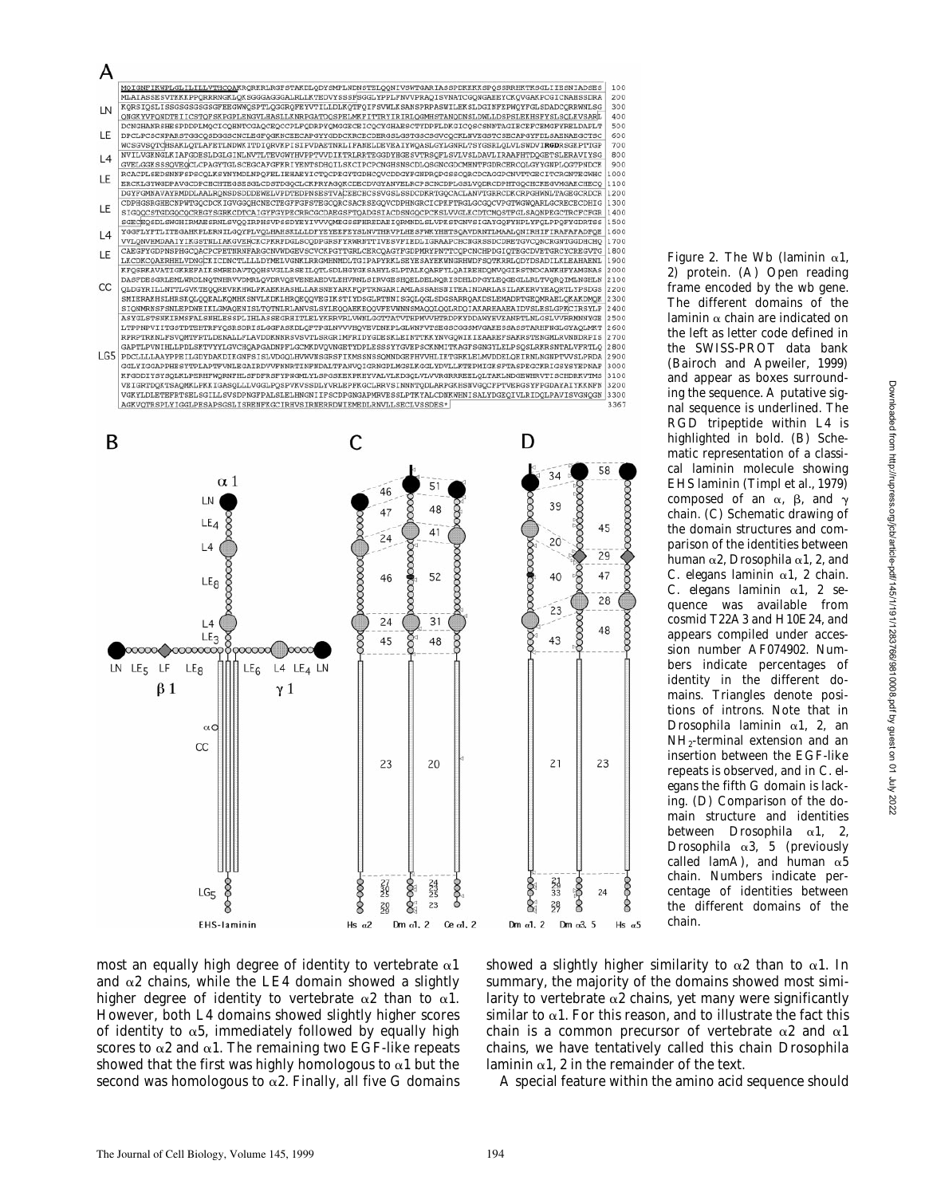Figure 2. The Wb (laminin α1, 2) protein. (A) Open reading frame encoded by the wb gene. The different domains of the laminin α chain are indicated on the left as letter code defined in the SWISS-PROT data bank (Bairoch and Apweiler, 1999) and appear as boxes surrounding the sequence. A putative signal sequence is underlined. The RGD tripeptide within L4 is highlighted in bold. (B) Schematic representation of a classical laminin molecule showing EHS laminin (Timpl et al., 1979) composed of an α, β, and γ chain. (C) Schematic drawing of the domain structures and comparison of the identities between human α2, Drosophila α1, 2, and C. elegans laminin α1, 2 chain. C. elegans laminin α1, 2 sequence was available from cosmid T22A3 and H10E24, and appears compiled under accession number AF074902. Numbers indicate percentages of identity in the different domains. Triangles denote positions of introns. Note that in Drosophila laminin α1, 2, an $NH_2$-terminal extension and an insertion between the EGF-like repeats is observed, and in C. elegans the fifth G domain is lacking. (D) Comparison of the domain structure and identities between Drosophila α1, 2, Drosophila α3, 5 (previously called lamA), and human α5 chain. Numbers indicate percentage of identities between the different domains of the chain.

most an equally high degree of identity to vertebrate α1 and α2 chains, while the LE4 domain showed a slightly higher degree of identity to vertebrate α2 than to α1. However, both L4 domains showed slightly higher scores of identity to α5, immediately followed by equally high scores to α2 and α1. The remaining two EGF-like repeats showed that the first was highly homologous to α1 but the second was homologous to α2. Finally, all five G domains showed a slightly higher similarity to α2 than to α1. In summary, the majority of the domains showed most similarity to vertebrate α2 chains, yet many were significantly similar to α1. For this reason, and to illustrate the fact this chain is a common precursor of vertebrate α2 and α1 chains, we have tentatively called this chain Drosophila laminin α1, 2 in the remainder of the text.

A special feature within the amino acid sequence should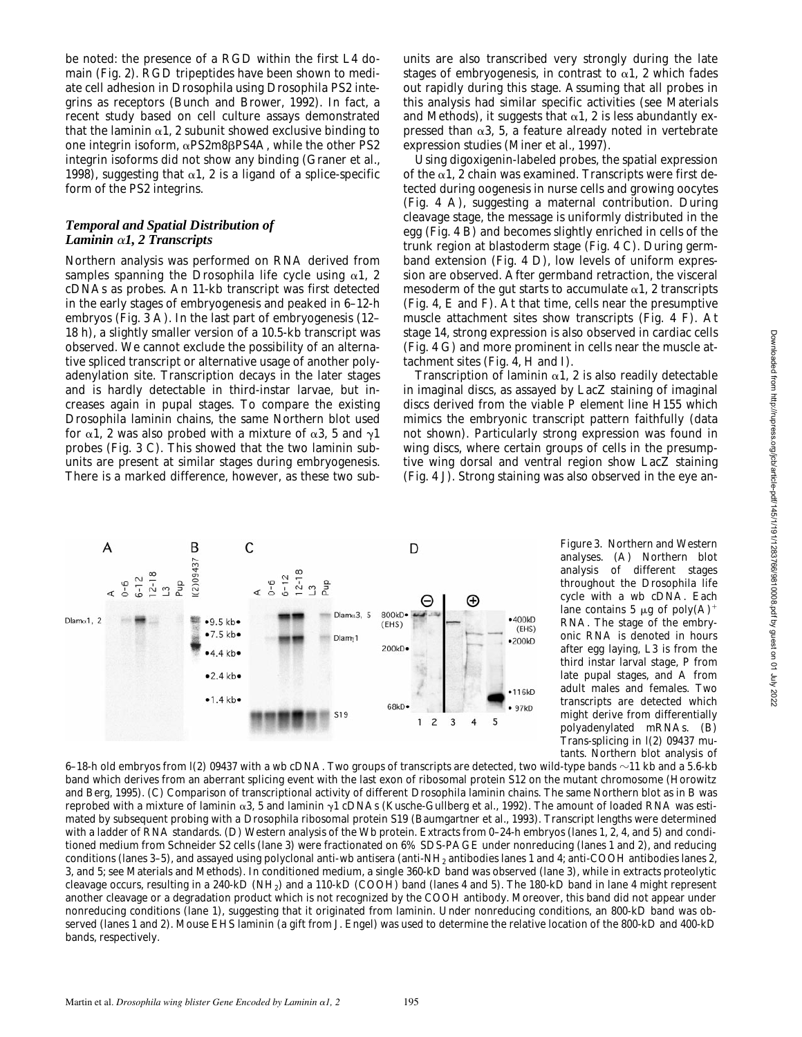be noted: the presence of a RGD within the first L4 domain (Fig. 2). RGD tripeptides have been shown to mediate cell adhesion in Drosophila using Drosophila PS2 integrins as receptors (Bunch and Brower, 1992). In fact, a recent study based on cell culture assays demonstrated that the laminin α1, 2 subunit showed exclusive binding to one integrin isoform, αPS2m8βPS4A, while the other PS2 integrin isoforms did not show any binding (Graner et al., 1998), suggesting that α1, 2 is a ligand of a splice-specific form of the PS2 integrins.

### *Temporal and Spatial Distribution of Laminin α1, 2 Transcripts*

Northern analysis was performed on RNA derived from samples spanning the Drosophila life cycle using α1, 2 cDNAs as probes. An 11-kb transcript was first detected in the early stages of embryogenesis and peaked in 6–12-h embryos (Fig. 3 A). In the last part of embryogenesis (12–18 h), a slightly smaller version of a 10.5-kb transcript was observed. We cannot exclude the possibility of an alternative spliced transcript or alternative usage of another polyadenylation site. Transcription decays in the later stages and is hardly detectable in third-instar larvae, but increases again in pupal stages. To compare the existing Drosophila laminin chains, the same Northern blot used for α1, 2 was also probed with a mixture of α3, 5 and γ1 probes (Fig. 3 C). This showed that the two laminin subunits are present at similar stages during embryogenesis. There is a marked difference, however, as these two subunits are also transcribed very strongly during the late stages of embryogenesis, in contrast to α1, 2 which fades out rapidly during this stage. Assuming that all probes in this analysis had similar specific activities (see Materials and Methods), it suggests that α1, 2 is less abundantly expressed than α3, 5, a feature already noted in vertebrate expression studies (Miner et al., 1997).

Using digoxigenin-labeled probes, the spatial expression of the α1, 2 chain was examined. Transcripts were first detected during oogenesis in nurse cells and growing oocytes (Fig. 4 A), suggesting a maternal contribution. During cleavage stage, the message is uniformly distributed in the egg (Fig. 4 B) and becomes slightly enriched in cells of the trunk region at blastoderm stage (Fig. 4 C). During germband extension (Fig. 4 D), low levels of uniform expression are observed. After germband retraction, the visceral mesoderm of the gut starts to accumulate α1, 2 transcripts (Fig. 4, E and F). At that time, cells near the presumptive muscle attachment sites show transcripts (Fig. 4 F). At stage 14, strong expression is also observed in cardiac cells (Fig. 4 G) and more prominent in cells near the muscle attachment sites (Fig. 4, H and I).

Transcription of laminin α1, 2 is also readily detectable in imaginal discs, as assayed by LacZ staining of imaginal discs derived from the viable P element line H155 which mimics the embryonic transcript pattern faithfully (data not shown). Particularly strong expression was found in wing discs, where certain groups of cells in the presumptive wing dorsal and ventral region show LacZ staining (Fig. 4 J). Strong staining was also observed in the eye an-

Figure 3. Northern and Western analyses. (A) Northern blot analysis of different stages throughout the Drosophila life cycle with a wb cDNA. Each lane contains 5 μg of poly(A)[+] RNA. The stage of the embryonic RNA is denoted in hours after egg laying, L3 is from the third instar larval stage, P from late pupal stages, and A from adult males and females. Two transcripts are detected which might derive from differentially polyadenylated mRNAs. (B) Trans-splicing in l(2) 09437 mutants. Northern blot analysis of 6–18-h old embryos from l(2) 09437 with a wb cDNA. Two groups of transcripts are detected, two wild-type bands ~11 kb and a 5.6-kb band which derives from an aberrant splicing event with the last exon of ribosomal protein S12 on the mutant chromosome (Horowitz and Berg, 1995). (C) Comparison of transcriptional activity of different Drosophila laminin chains. The same Northern blot as in B was reprobed with a mixture of laminin α3, 5 and laminin γ1 cDNAs (Kusche-Gullberg et al., 1992). The amount of loaded RNA was estimated by subsequent probing with a Drosophila ribosomal protein S19 (Baumgartner et al., 1993). Transcript lengths were determined with a ladder of RNA standards. (D) Western analysis of the Wb protein. Extracts from 0–24-h embryos (lanes 1, 2, 4, and 5) and conditioned medium from Schneider S2 cells (lane 3) were fractionated on 6% SDS-PAGE under nonreducing (lanes 1 and 2), and reducing conditions (lanes 3–5), and assayed using polyclonal anti-wb antisera (anti-$NH_2$ antibodies lanes 1 and 4; anti-COOH antibodies lanes 2, 3, and 5; see Materials and Methods). In conditioned medium, a single 360-kD band was observed (lane 3), while in extracts proteolytic cleavage occurs, resulting in a 240-kD ($NH_2$) and a 110-kD (COOH) band (lanes 4 and 5). The 180-kD band in lane 4 might represent another cleavage or a degradation product which is not recognized by the COOH antibody. Moreover, this band did not appear under nonreducing conditions (lane 1), suggesting that it originated from laminin. Under nonreducing conditions, an 800-kD band was observed (lanes 1 and 2). Mouse EHS laminin (a gift from J. Engel) was used to determine the relative location of the 800-kD and 400-kD bands, respectively.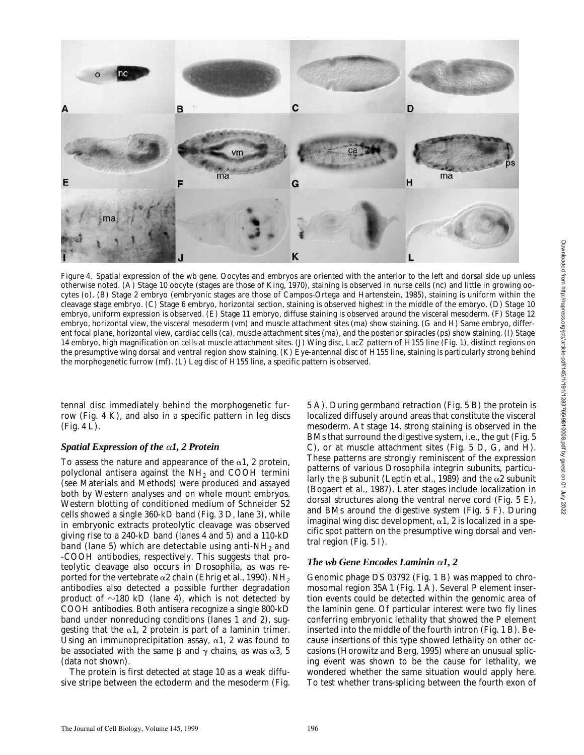Figure 4. Spatial expression of the wb gene. Oocytes and embryos are oriented with the anterior to the left and dorsal side up unless otherwise noted. (A) Stage 10 oocyte (stages are those of King, 1970), staining is observed in nurse cells (nc) and little in growing oocytes (o). (B) Stage 2 embryo (embryonic stages are those of Campos-Ortega and Hartenstein, 1985), staining is uniform within the cleavage stage embryo. (C) Stage 6 embryo, horizontal section, staining is observed highest in the middle of the embryo. (D) Stage 10 embryo, uniform expression is observed. (E) Stage 11 embryo, diffuse staining is observed around the visceral mesoderm. (F) Stage 12 embryo, horizontal view, the visceral mesoderm (vm) and muscle attachment sites (ma) show staining. (G and H) Same embryo, different focal plane, horizontal view, cardiac cells (ca), muscle attachment sites (ma), and the posterior spiracles (ps) show staining. (I) Stage 14 embryo, high magnification on cells at muscle attachment sites. (J) Wing disc, LacZ pattern of H155 line (Fig. 1), distinct regions on the presumptive wing dorsal and ventral region show staining. (K) Eye-antennal disc of H155 line, staining is particularly strong behind the morphogenetic furrow (mf). (L) Leg disc of H155 line, a specific pattern is observed.

tennal disc immediately behind the morphogenetic furrow (Fig. 4 K), and also in a specific pattern in leg discs (Fig. 4 L).

### *Spatial Expression of the $\alpha$1, 2 Protein*

To assess the nature and appearance of the $\alpha$1, 2 protein, polyclonal antisera against the $NH_2$ and COOH termini (see Materials and Methods) were produced and assayed both by Western analyses and on whole mount embryos. Western blotting of conditioned medium of Schneider S2 cells showed a single 360-kD band (Fig. 3 D, lane 3), while in embryonic extracts proteolytic cleavage was observed giving rise to a 240-kD band (lanes 4 and 5) and a 110-kD band (lane 5) which are detectable using anti-$NH_2$ and -COOH antibodies, respectively. This suggests that proteolytic cleavage also occurs in Drosophila, as was reported for the vertebrate $\alpha$2 chain (Ehrig et al., 1990). $NH_2$ antibodies also detected a possible further degradation product of ~180 kD (lane 4), which is not detected by COOH antibodies. Both antisera recognize a single 800-kD band under nonreducing conditions (lanes 1 and 2), suggesting that the $\alpha$1, 2 protein is part of a laminin trimer. Using an immunoprecipitation assay, $\alpha$1, 2 was found to be associated with the same $\beta$ and $\gamma$ chains, as was $\alpha$3, 5 (data not shown).

The protein is first detected at stage 10 as a weak diffusive stripe between the ectoderm and the mesoderm (Fig. 5 A). During germband retraction (Fig. 5 B) the protein is localized diffusely around areas that constitute the visceral mesoderm. At stage 14, strong staining is observed in the BMs that surround the digestive system, i.e., the gut (Fig. 5 C), or at muscle attachment sites (Fig. 5 D, G, and H). These patterns are strongly reminiscent of the expression patterns of various Drosophila integrin subunits, particularly the $\beta$ subunit (Leptin et al., 1989) and the $\alpha$2 subunit (Bogaert et al., 1987). Later stages include localization in dorsal structures along the ventral nerve cord (Fig. 5 E), and BMs around the digestive system (Fig. 5 F). During imaginal wing disc development, $\alpha$1, 2 is localized in a specific spot pattern on the presumptive wing dorsal and ventral region (Fig. 5 I).

### *The wb Gene Encodes Laminin $\alpha$1, 2*

Genomic phage DS 03792 (Fig. 1 B) was mapped to chromosomal region 35A1 (Fig. 1 A). Several P element insertion events could be detected within the genomic area of the laminin gene. Of particular interest were two fly lines conferring embryonic lethality that showed the P element inserted into the middle of the fourth intron (Fig. 1 B). Because insertions of this type showed lethality on other occasions (Horowitz and Berg, 1995) where an unusual splicing event was shown to be the cause for lethality, we wondered whether the same situation would apply here. To test whether trans-splicing between the fourth exon of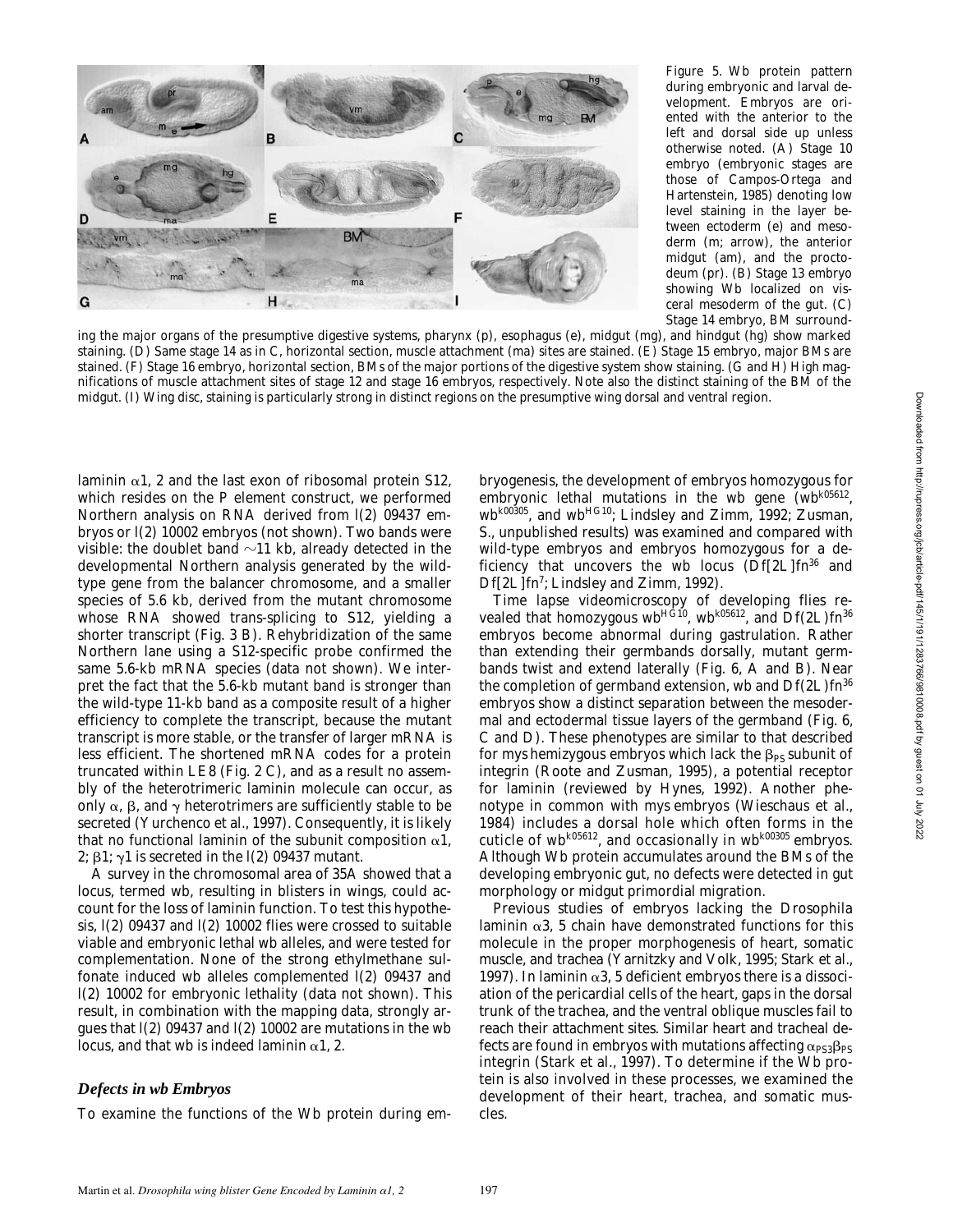Figure 5. Wb protein pattern during embryonic and larval development. Embryos are oriented with the anterior to the left and dorsal side up unless otherwise noted. (A) Stage 10 embryo (embryonic stages are those of Campos-Ortega and Hartenstein, 1985) denoting low level staining in the layer between ectoderm (e) and mesoderm (m; arrow), the anterior midgut (am), and the proctodeum (pr). (B) Stage 13 embryo showing Wb localized on visceral mesoderm of the gut. (C) Stage 14 embryo, BM surrounding the major organs of the presumptive digestive systems, pharynx (p), esophagus (e), midgut (mg), and hindgut (hg) show marked staining. (D) Same stage 14 as in C, horizontal section, muscle attachment (ma) sites are stained. (E) Stage 15 embryo, major BMs are stained. (F) Stage 16 embryo, horizontal section, BMs of the major portions of the digestive system show staining. (G and H) High magnifications of muscle attachment sites of stage 12 and stage 16 embryos, respectively. Note also the distinct staining of the BM of the midgut. (I) Wing disc, staining is particularly strong in distinct regions on the presumptive wing dorsal and ventral region.

laminin α1, 2 and the last exon of ribosomal protein S12, which resides on the P element construct, we performed Northern analysis on RNA derived from l(2) 09437 embryos or l(2) 10002 embryos (not shown). Two bands were visible: the doublet band ~11 kb, already detected in the developmental Northern analysis generated by the wild-type gene from the balancer chromosome, and a smaller species of 5.6 kb, derived from the mutant chromosome whose RNA showed trans-splicing to S12, yielding a shorter transcript (Fig. 3 B). Rehybridization of the same Northern lane using a S12-specific probe confirmed the same 5.6-kb mRNA species (data not shown). We interpret the fact that the 5.6-kb mutant band is stronger than the wild-type 11-kb band as a composite result of a higher efficiency to complete the transcript, because the mutant transcript is more stable, or the transfer of larger mRNA is less efficient. The shortened mRNA codes for a protein truncated within LE8 (Fig. 2 C), and as a result no assembly of the heterotrimeric laminin molecule can occur, as only α, β, and γ heterotrimers are sufficiently stable to be secreted (Yurchenco et al., 1997). Consequently, it is likely that no functional laminin of the subunit composition α1, 2; β1; γ1 is secreted in the l(2) 09437 mutant.

A survey in the chromosomal area of 35A showed that a locus, termed wb, resulting in blisters in wings, could account for the loss of laminin function. To test this hypothesis, l(2) 09437 and l(2) 10002 flies were crossed to suitable viable and embryonic lethal wb alleles, and were tested for complementation. None of the strong ethylmethane sulfonate induced wb alleles complemented l(2) 09437 and l(2) 10002 for embryonic lethality (data not shown). This result, in combination with the mapping data, strongly argues that l(2) 09437 and l(2) 10002 are mutations in the wb locus, and that wb is indeed laminin α1, 2.

### *Defects in wb Embryos*

To examine the functions of the Wb protein during embryogenesis, the development of embryos homozygous for embryonic lethal mutations in the wb gene ($wb^{k05612}$, $wb^{k00305}$, and $wb^{HG10}$; Lindsley and Zimm, 1992; Zusman, S., unpublished results) was examined and compared with wild-type embryos and embryos homozygous for a deficiency that uncovers the wb locus ($Df[2L]fn^{36}$ and $Df[2L]fn^{7}$; Lindsley and Zimm, 1992).

Time lapse videomicroscopy of developing flies revealed that homozygous $wb^{HG10}$, $wb^{k05612}$, and $Df(2L)fn^{36}$ embryos become abnormal during gastrulation. Rather than extending their germbands dorsally, mutant germbands twist and extend laterally (Fig. 6, A and B). Near the completion of germband extension, wb and $Df(2L)fn^{36}$ embryos show a distinct separation between the mesodermal and ectodermal tissue layers of the germband (Fig. 6, C and D). These phenotypes are similar to that described for mys hemizygous embryos which lack the $\beta_{PS}$ subunit of integrin (Roote and Zusman, 1995), a potential receptor for laminin (reviewed by Hynes, 1992). Another phenotype in common with mys embryos (Wieschaus et al., 1984) includes a dorsal hole which often forms in the cuticle of $wb^{k05612}$, and occasionally in $wb^{k00305}$ embryos. Although Wb protein accumulates around the BMs of the developing embryonic gut, no defects were detected in gut morphology or midgut primordial migration.

Previous studies of embryos lacking the Drosophila laminin α3, 5 chain have demonstrated functions for this molecule in the proper morphogenesis of heart, somatic muscle, and trachea (Yarnitzky and Volk, 1995; Stark et al., 1997). In laminin α3, 5 deficient embryos there is a dissociation of the pericardial cells of the heart, gaps in the dorsal trunk of the trachea, and the ventral oblique muscles fail to reach their attachment sites. Similar heart and tracheal defects are found in embryos with mutations affecting $\alpha_{PS3}\beta_{PS}$ integrin (Stark et al., 1997). To determine if the Wb protein is also involved in these processes, we examined the development of their heart, trachea, and somatic muscles.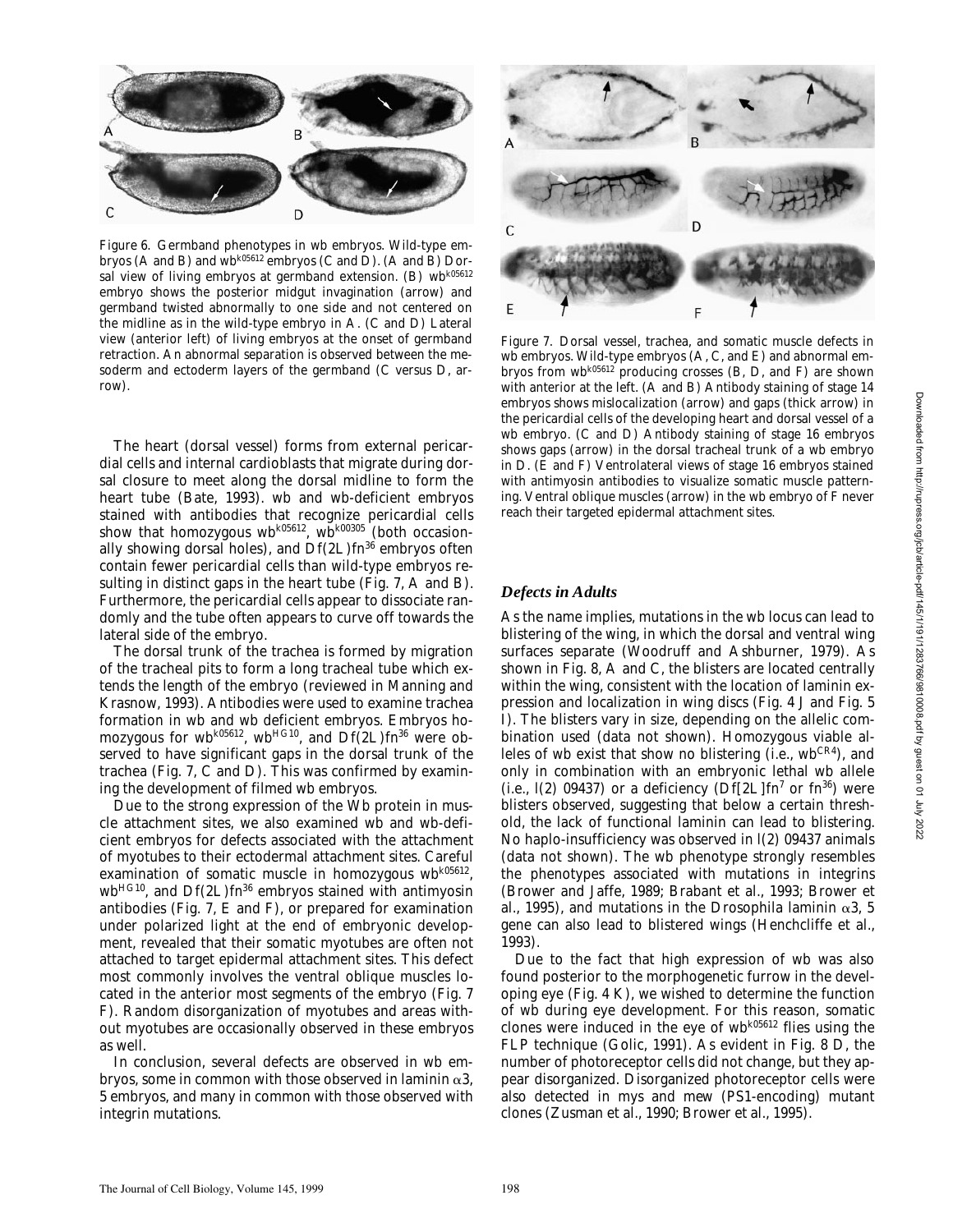Figure 6. Germband phenotypes in wb embryos. Wild-type embryos (A and B) and wb$^{k05612}$ embryos (C and D). (A and B) Dorsal view of living embryos at germband extension. (B) wb$^{k05612}$ embryo shows the posterior midgut invagination (arrow) and germband twisted abnormally to one side and not centered on the midline as in the wild-type embryo in A. (C and D) Lateral view (anterior left) of living embryos at the onset of germband retraction. An abnormal separation is observed between the mesoderm and ectoderm layers of the germband (C versus D, arrow).

The heart (dorsal vessel) forms from external pericardial cells and internal cardioblasts that migrate during dorsal closure to meet along the dorsal midline to form the heart tube (Bate, 1993). wb and wb-deficient embryos stained with antibodies that recognize pericardial cells show that homozygous wb$^{k05612}$, wb$^{k00305}$ (both occasionally showing dorsal holes), and Df(2L)fn$^{36}$ embryos often contain fewer pericardial cells than wild-type embryos resulting in distinct gaps in the heart tube (Fig. 7, A and B). Furthermore, the pericardial cells appear to dissociate randomly and the tube often appears to curve off towards the lateral side of the embryo.

The dorsal trunk of the trachea is formed by migration of the tracheal pits to form a long tracheal tube which extends the length of the embryo (reviewed in Manning and Krasnow, 1993). Antibodies were used to examine trachea formation in wb and wb deficient embryos. Embryos homozygous for wb$^{k05612}$, wb$^{HG10}$, and Df(2L)fn$^{36}$ were observed to have significant gaps in the dorsal trunk of the trachea (Fig. 7, C and D). This was confirmed by examining the development of filmed wb embryos.

Due to the strong expression of the Wb protein in muscle attachment sites, we also examined wb and wb-deficient embryos for defects associated with the attachment of myotubes to their ectodermal attachment sites. Careful examination of somatic muscle in homozygous wb$^{k05612}$, wb$^{HG10}$, and Df(2L)fn$^{36}$ embryos stained with antimyosin antibodies (Fig. 7, E and F), or prepared for examination under polarized light at the end of embryonic development, revealed that their somatic myotubes are often not attached to target epidermal attachment sites. This defect most commonly involves the ventral oblique muscles located in the anterior most segments of the embryo (Fig. 7 F). Random disorganization of myotubes and areas without myotubes are occasionally observed in these embryos as well.

In conclusion, several defects are observed in wb embryos, some in common with those observed in laminin $\alpha$3, 5 embryos, and many in common with those observed with integrin mutations.

Figure 7. Dorsal vessel, trachea, and somatic muscle defects in wb embryos. Wild-type embryos (A, C, and E) and abnormal embryos from wb$^{k05612}$ producing crosses (B, D, and F) are shown with anterior at the left. (A and B) Antibody staining of stage 14 embryos shows mislocalization (arrow) and gaps (thick arrow) in the pericardial cells of the developing heart and dorsal vessel of a wb embryo. (C and D) Antibody staining of stage 16 embryos shows gaps (arrow) in the dorsal tracheal trunk of a wb embryo in D. (E and F) Ventrolateral views of stage 16 embryos stained with antimyosin antibodies to visualize somatic muscle patterning. Ventral oblique muscles (arrow) in the wb embryo of F never reach their targeted epidermal attachment sites.

### *Defects in Adults*

As the name implies, mutations in the wb locus can lead to blistering of the wing, in which the dorsal and ventral wing surfaces separate (Woodruff and Ashburner, 1979). As shown in Fig. 8, A and C, the blisters are located centrally within the wing, consistent with the location of laminin expression and localization in wing discs (Fig. 4 J and Fig. 5 I). The blisters vary in size, depending on the allelic combination used (data not shown). Homozygous viable alleles of wb exist that show no blistering (i.e., wb$^{CR4}$), and only in combination with an embryonic lethal wb allele (i.e., l(2) 09437) or a deficiency (Df[2L]fn$^{7}$ or fn$^{36}$) were blisters observed, suggesting that below a certain threshold, the lack of functional laminin can lead to blistering. No haplo-insufficiency was observed in l(2) 09437 animals (data not shown). The wb phenotype strongly resembles the phenotypes associated with mutations in integrins (Brower and Jaffe, 1989; Brabant et al., 1993; Brower et al., 1995), and mutations in the Drosophila laminin $\alpha$3, 5 gene can also lead to blistered wings (Henchcliffe et al., 1993).

Due to the fact that high expression of wb was also found posterior to the morphogenetic furrow in the developing eye (Fig. 4 K), we wished to determine the function of wb during eye development. For this reason, somatic clones were induced in the eye of wb$^{k05612}$ flies using the FLP technique (Golic, 1991). As evident in Fig. 8 D, the number of photoreceptor cells did not change, but they appear disorganized. Disorganized photoreceptor cells were also detected in mys and mew (PS1-encoding) mutant clones (Zusman et al., 1990; Brower et al., 1995).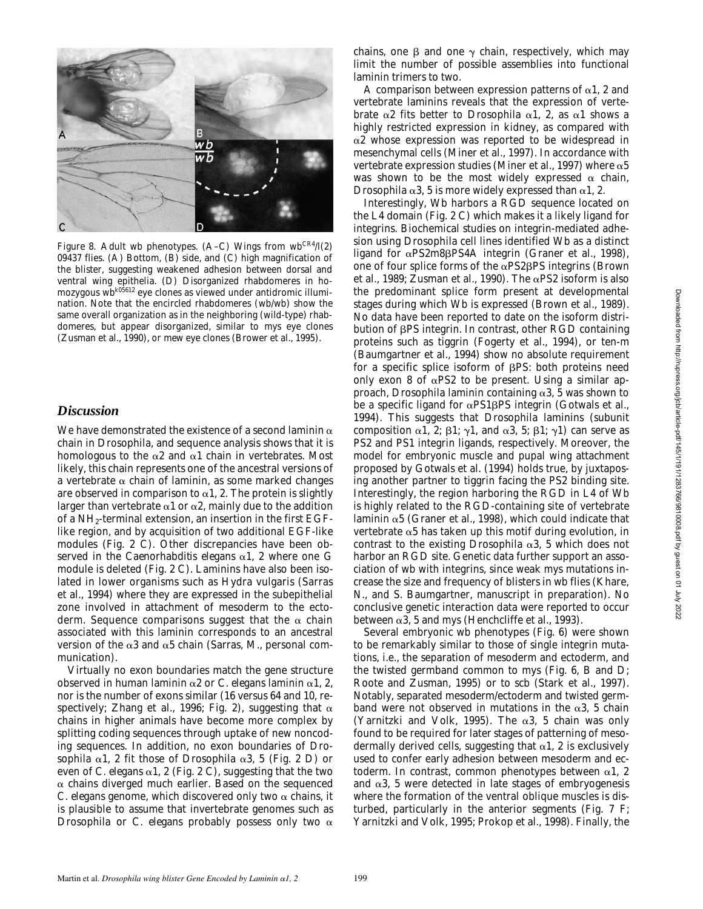Figure 8. Adult wb phenotypes. (A–C) Wings from $wb^{CR4}$/l(2) 09437 flies. (A) Bottom, (B) side, and (C) high magnification of the blister, suggesting weakened adhesion between dorsal and ventral wing epithelia. (D) Disorganized rhabdomeres in homozygous $wb^{k05612}$ eye clones as viewed under antidromic illumination. Note that the encircled rhabdomeres (wb/wb) show the same overall organization as in the neighboring (wild-type) rhabdomeres, but appear disorganized, similar to mys eye clones (Zusman et al., 1990), or mew eye clones (Brower et al., 1995).

## Discussion

We have demonstrated the existence of a second laminin α chain in Drosophila, and sequence analysis shows that it is homologous to the α2 and α1 chain in vertebrates. Most likely, this chain represents one of the ancestral versions of a vertebrate α chain of laminin, as some marked changes are observed in comparison to α1, 2. The protein is slightly larger than vertebrate α1 or α2, mainly due to the addition of a $NH_2$-terminal extension, an insertion in the first EGF-like region, and by acquisition of two additional EGF-like modules (Fig. 2 C). Other discrepancies have been observed in the Caenorhabditis elegans α1, 2 where one G module is deleted (Fig. 2 C). Laminins have also been isolated in lower organisms such as Hydra vulgaris (Sarras et al., 1994) where they are expressed in the subepithelial zone involved in attachment of mesoderm to the ectoderm. Sequence comparisons suggest that the α chain associated with this laminin corresponds to an ancestral version of the α3 and α5 chain (Sarras, M., personal communication).

Virtually no exon boundaries match the gene structure observed in human laminin α2 or C. elegans laminin α1, 2, nor is the number of exons similar (16 versus 64 and 10, respectively; Zhang et al., 1996; Fig. 2), suggesting that α chains in higher animals have become more complex by splitting coding sequences through uptake of new noncoding sequences. In addition, no exon boundaries of Drosophila α1, 2 fit those of Drosophila α3, 5 (Fig. 2 D) or even of C. elegans α1, 2 (Fig. 2 C), suggesting that the two α chains diverged much earlier. Based on the sequenced C. elegans genome, which discovered only two α chains, it is plausible to assume that invertebrate genomes such as Drosophila or C. elegans probably possess only two α chains, one β and one γ chain, respectively, which may limit the number of possible assemblies into functional laminin trimers to two.

A comparison between expression patterns of α1, 2 and vertebrate laminins reveals that the expression of vertebrate α2 fits better to Drosophila α1, 2, as α1 shows a highly restricted expression in kidney, as compared with α2 whose expression was reported to be widespread in mesenchymal cells (Miner et al., 1997). In accordance with vertebrate expression studies (Miner et al., 1997) where α5 was shown to be the most widely expressed α chain, Drosophila α3, 5 is more widely expressed than α1, 2.

Interestingly, Wb harbors a RGD sequence located on the L4 domain (Fig. 2 C) which makes it a likely ligand for integrins. Biochemical studies on integrin-mediated adhesion using Drosophila cell lines identified Wb as a distinct ligand for αPS2m8βPS4A integrin (Graner et al., 1998), one of four splice forms of the αPS2βPS integrins (Brown et al., 1989; Zusman et al., 1990). The αPS2 isoform is also the predominant splice form present at developmental stages during which Wb is expressed (Brown et al., 1989). No data have been reported to date on the isoform distribution of βPS integrin. In contrast, other RGD containing proteins such as tiggrin (Fogerty et al., 1994), or ten-m (Baumgartner et al., 1994) show no absolute requirement for a specific splice isoform of βPS: both proteins need only exon 8 of αPS2 to be present. Using a similar approach, Drosophila laminin containing α3, 5 was shown to be a specific ligand for αPS1βPS integrin (Gotwals et al., 1994). This suggests that Drosophila laminins (subunit composition α1, 2; β1; γ1, and α3, 5; β1; γ1) can serve as PS2 and PS1 integrin ligands, respectively. Moreover, the model for embryonic muscle and pupal wing attachment proposed by Gotwals et al. (1994) holds true, by juxtaposing another partner to tiggrin facing the PS2 binding site. Interestingly, the region harboring the RGD in L4 of Wb is highly related to the RGD-containing site of vertebrate laminin α5 (Graner et al., 1998), which could indicate that vertebrate α5 has taken up this motif during evolution, in contrast to the existing Drosophila α3, 5 which does not harbor an RGD site. Genetic data further support an association of wb with integrins, since weak mys mutations increase the size and frequency of blisters in wb flies (Khare, N., and S. Baumgartner, manuscript in preparation). No conclusive genetic interaction data were reported to occur between α3, 5 and mys (Henchcliffe et al., 1993).

Several embryonic wb phenotypes (Fig. 6) were shown to be remarkably similar to those of single integrin mutations, i.e., the separation of mesoderm and ectoderm, and the twisted germband common to mys (Fig. 6, B and D; Roote and Zusman, 1995) or to scb (Stark et al., 1997). Notably, separated mesoderm/ectoderm and twisted germband were not observed in mutations in the α3, 5 chain (Yarnitzki and Volk, 1995). The α3, 5 chain was only found to be required for later stages of patterning of mesodermally derived cells, suggesting that α1, 2 is exclusively used to confer early adhesion between mesoderm and ectoderm. In contrast, common phenotypes between α1, 2 and α3, 5 were detected in late stages of embryogenesis where the formation of the ventral oblique muscles is disturbed, particularly in the anterior segments (Fig. 7 F; Yarnitzki and Volk, 1995; Prokop et al., 1998). Finally, the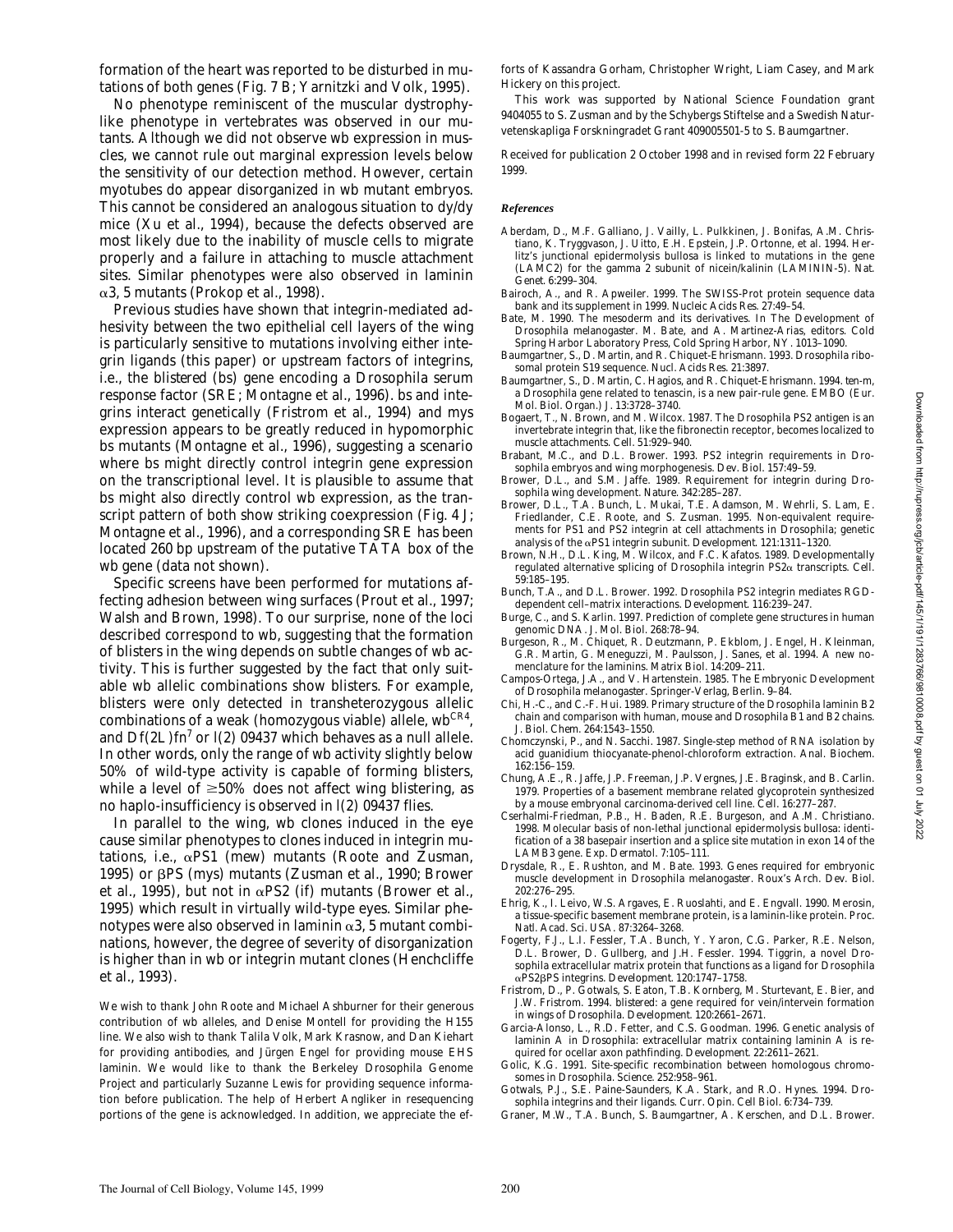formation of the heart was reported to be disturbed in mutations of both genes (Fig. 7 B; Yarnitzki and Volk, 1995).

No phenotype reminiscent of the muscular dystrophy-like phenotype in vertebrates was observed in our mutants. Although we did not observe wb expression in muscles, we cannot rule out marginal expression levels below the sensitivity of our detection method. However, certain myotubes do appear disorganized in wb mutant embryos. This cannot be considered an analogous situation to dy/dy mice (Xu et al., 1994), because the defects observed are most likely due to the inability of muscle cells to migrate properly and a failure in attaching to muscle attachment sites. Similar phenotypes were also observed in laminin α3, 5 mutants (Prokop et al., 1998).

Previous studies have shown that integrin-mediated adhesivity between the two epithelial cell layers of the wing is particularly sensitive to mutations involving either integrin ligands (this paper) or upstream factors of integrins, i.e., the *blistered* (bs) gene encoding a Drosophila serum response factor (SRE; Montagne et al., 1996). bs and integrins interact genetically (Fristrom et al., 1994) and mys expression appears to be greatly reduced in hypomorphic bs mutants (Montagne et al., 1996), suggesting a scenario where bs might directly control integrin gene expression on the transcriptional level. It is plausible to assume that bs might also directly control wb expression, as the transcript pattern of both show striking coexpression (Fig. 4 J; Montagne et al., 1996), and a corresponding SRE has been located 260 bp upstream of the putative TATA box of the wb gene (data not shown).

Specific screens have been performed for mutations affecting adhesion between wing surfaces (Prout et al., 1997; Walsh and Brown, 1998). To our surprise, none of the loci described correspond to wb, suggesting that the formation of blisters in the wing depends on subtle changes of wb activity. This is further suggested by the fact that only suitable wb allelic combinations show blisters. For example, blisters were only detected in transheterozygous allelic combinations of a weak (homozygous viable) allele, $wb^{CR4}$, and $Df(2L)fn^7$ or $l(2)$ 09437 which behaves as a null allele. In other words, only the range of wb activity slightly below 50% of wild-type activity is capable of forming blisters, while a level of ≥50% does not affect wing blistering, as no haplo-insufficiency is observed in $l(2)$ 09437 flies.

In parallel to the wing, wb clones induced in the eye cause similar phenotypes to clones induced in integrin mutations, i.e., αPS1 (mew) mutants (Roote and Zusman, 1995) or βPS (mys) mutants (Zusman et al., 1990; Brower et al., 1995), but not in αPS2 (if) mutants (Brower et al., 1995) which result in virtually wild-type eyes. Similar phenotypes were also observed in laminin α3, 5 mutant combinations, however, the degree of severity of disorganization is higher than in wb or integrin mutant clones (Henchcliffe et al., 1993).

We wish to thank John Roote and Michael Ashburner for their generous contribution of wb alleles, and Denise Montell for providing the H155 line. We also wish to thank Talila Volk, Mark Krasnow, and Dan Kiehart for providing antibodies, and Jürgen Engel for providing mouse EHS laminin. We would like to thank the Berkeley Drosophila Genome Project and particularly Suzanne Lewis for providing sequence information before publication. The help of Herbert Angliker in resequencing portions of the gene is acknowledged. In addition, we appreciate the efforts of Kassandra Gorham, Christopher Wright, Liam Casey, and Mark Hickery on this project.

This work was supported by National Science Foundation grant 9404055 to S. Zusman and by the Schybergs Stiftelse and a Swedish Naturvetenskapliga Forskningradet Grant 409005501-5 to S. Baumgartner.

Received for publication 2 October 1998 and in revised form 22 February 1999.

### *References*

Aberdam, D., M.F. Galliano, J. Vailly, L. Pulkkinen, J. Bonifas, A.M. Christiano, K. Tryggvason, J. Uitto, E.H. Epstein, J.P. Ortonne, et al. 1994. Herlitz's junctional epidermolysis bullosa is linked to mutations in the gene (LAMC2) for the gamma 2 subunit of nicein/kalinin (LAMININ-5). *Nat. Genet.* 6:299–304.

Bairoch, A., and R. Apweiler. 1999. The SWISS-Prot protein sequence data bank and its supplement in 1999. *Nucleic Acids Res.* 27:49–54.

Bate, M. 1990. The mesoderm and its derivatives. *In* The Development of Drosophila melanogaster. M. Bate, and A. Martinez-Arias, editors. Cold Spring Harbor Laboratory Press, Cold Spring Harbor, NY. 1013–1090.

Baumgartner, S., D. Martin, and R. Chiquet-Ehrismann. 1993. Drosophila ribosomal protein S19 sequence. *Nucl. Acids Res.* 21:3897.

Baumgartner, S., D. Martin, C. Hagios, and R. Chiquet-Ehrismann. 1994. ten-m, a Drosophila gene related to tenascin, is a new pair-rule gene. *EMBO (Eur. Mol. Biol. Organ.) J.* 13:3728–3740.

Bogaert, T., N. Brown, and M. Wilcox. 1987. The Drosophila PS2 antigen is an invertebrate integrin that, like the fibronectin receptor, becomes localized to muscle attachments. *Cell.* 51:929–940.

Brabant, M.C., and D.L. Brower. 1993. PS2 integrin requirements in Drosophila embryos and wing morphogenesis. *Dev. Biol.* 157:49–59.

Brower, D.L., and S.M. Jaffe. 1989. Requirement for integrin during Drosophila wing development. *Nature.* 342:285–287.

Brower, D.L., T.A. Bunch, L. Mukai, T.E. Adamson, M. Wehrli, S. Lam, E. Friedlander, C.E. Roote, and S. Zusman. 1995. Non-equivalent requirements for PS1 and PS2 integrin at cell attachments in Drosophila; genetic analysis of the αPS1 integrin subunit. *Development.* 121:1311–1320.

Brown, N.H., D.L. King, M. Wilcox, and F.C. Kafatos. 1989. Developmentally regulated alternative splicing of Drosophila integrin PS2α transcripts. *Cell.* 59:185–195.

Bunch, T.A., and D.L. Brower. 1992. Drosophila PS2 integrin mediates RGD-dependent cell–matrix interactions. *Development.* 116:239–247.

Burge, C., and S. Karlin. 1997. Prediction of complete gene structures in human genomic DNA. *J. Mol. Biol.* 268:78–94.

Burgeson, R., M. Chiquet, R. Deutzmann, P. Ekblom, J. Engel, H. Kleinman, G.R. Martin, G. Meneguzzi, M. Paulsson, J. Sanes, et al. 1994. A new nomenclature for the laminins. *Matrix Biol.* 14:209–211.

Campos-Ortega, J.A., and V. Hartenstein. 1985. The Embryonic Development of Drosophila melanogaster. Springer-Verlag, Berlin. 9–84.

Chi, H.-C., and C.-F. Hui. 1989. Primary structure of the Drosophila laminin B2 chain and comparison with human, mouse and Drosophila B1 and B2 chains. *J. Biol. Chem.* 264:1543–1550.

Chomczynski, P., and N. Sacchi. 1987. Single-step method of RNA isolation by acid guanidium thiocyanate-phenol-chloroform extraction. *Anal. Biochem.* 162:156–159.

Chung, A.E., R. Jaffe, J.P. Freeman, J.P. Vergnes, J.E. Braginsk, and B. Carlin. 1979. Properties of a basement membrane related glycoprotein synthesized by a mouse embryonal carcinoma-derived cell line. *Cell.* 16:277–287.

Cserhalmi-Friedman, P.B., H. Baden, R.E. Burgeson, and A.M. Christiano. 1998. Molecular basis of non-lethal junctional epidermolysis bullosa: identification of a 38 basepair insertion and a splice site mutation in exon 14 of the LAMB3 gene. *Exp. Dermatol.* 7:105–111.

Drysdale, R., E. Rushton, and M. Bate. 1993. Genes required for embryonic muscle development in Drosophila melanogaster. *Roux's Arch. Dev. Biol.* 202:276–295.

Ehrig, K., I. Leivo, W.S. Argraves, E. Ruoslahti, and E. Engvall. 1990. Merosin, a tissue-specific basement membrane protein, is a laminin-like protein. *Proc. Natl. Acad. Sci. USA.* 87:3264–3268.

Fogerty, F.J., L.I. Fessler, T.A. Bunch, Y. Yaron, C.G. Parker, R.E. Nelson, D.L. Brower, D. Gullberg, and J.H. Fessler. 1994. Tiggrin, a novel Drosophila extracellular matrix protein that functions as a ligand for Drosophila αPS2βPS integrins. *Development.* 120:1747–1758.

Fristrom, D., P. Gotwals, S. Eaton, T.B. Kornberg, M. Sturtevant, E. Bier, and J.W. Fristrom. 1994. blistered: a gene required for vein/intervein formation in wings of Drosophila. *Development.* 120:2661–2671.

Garcia-Alonso, L., R.D. Fetter, and C.S. Goodman. 1996. Genetic analysis of laminin A in Drosophila: extracellular matrix containing laminin A is required for ocellar axon pathfinding. *Development.* 22:2611–2621.

Golic, K.G. 1991. Site-specific recombination between homologous chromosomes in Drosophila. *Science.* 252:958–961.

Gotwals, P.J., S.E. Paine-Saunders, K.A. Stark, and R.O. Hynes. 1994. Drosophila integrins and their ligands. *Curr. Opin. Cell Biol.* 6:734–739.

Graner, M.W., T.A. Bunch, S. Baumgartner, A. Kerschen, and D.L. Brower.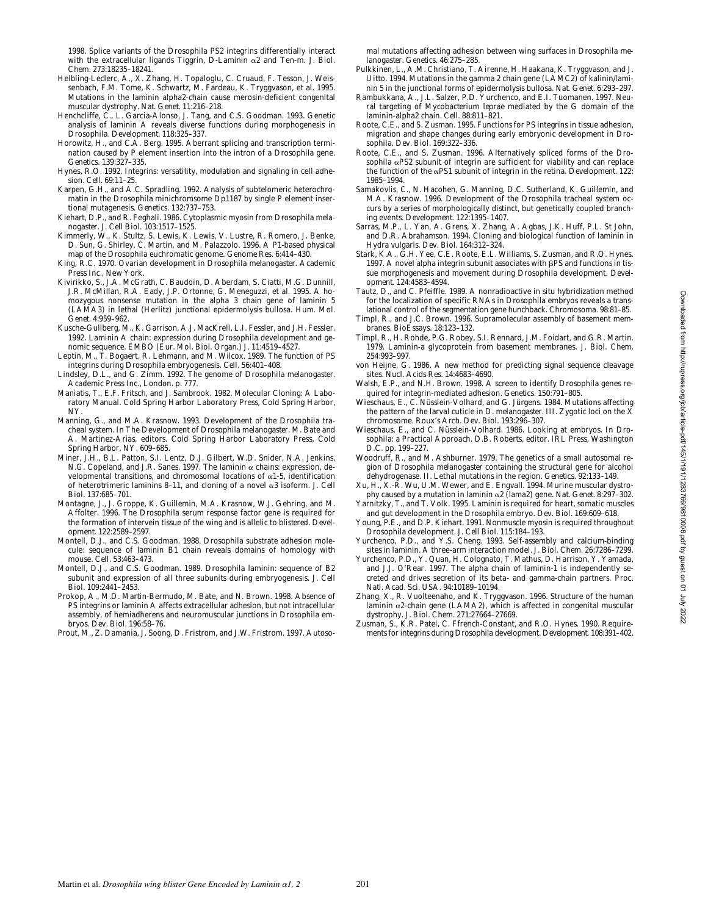1998. Splice variants of the Drosophila PS2 integrins differentially interact with the extracellular ligands Tiggrin, D-Laminin $\alpha 2$ and Ten-m. J. Biol. Chem. 273:18235–18241.

Helbling-Leclerc, A., X. Zhang, H. Topaloglu, C. Cruaud, F. Tesson, J. Weissenbach, F.M. Tome, K. Schwartz, M. Fardeau, K. Tryggvason, et al. 1995. Mutations in the laminin alpha2-chain cause merosin-deficient congenital muscular dystrophy. Nat. Genet. 11:216–218.

Henchcliffe, C., L. Garcia-Alonso, J. Tang, and C.S. Goodman. 1993. Genetic analysis of laminin A reveals diverse functions during morphogenesis in Drosophila. Development. 118:325–337.

Horowitz, H., and C.A. Berg. 1995. Aberrant splicing and transcription termination caused by P element insertion into the intron of a Drosophila gene. Genetics. 139:327–335.

Hynes, R.O. 1992. Integrins: versatility, modulation and signaling in cell adhesion. Cell. 69:11–25.

Karpen, G.H., and A.C. Spradling. 1992. Analysis of subtelomeric heterochromatin in the Drosophila minichromsome Dp1187 by single P element insertional mutagenesis. Genetics. 132:737–753.

Kiehart, D.P., and R. Feghali. 1986. Cytoplasmic myosin from Drosophila melanogaster. J. Cell Biol. 103:1517–1525.

Kimmerly, W., K. Stultz, S. Lewis, K. Lewis, V. Lustre, R. Romero, J. Benke, D. Sun, G. Shirley, C. Martin, and M. Palazzolo. 1996. A P1-based physical map of the Drosophila euchromatic genome. Genome Res. 6:414–430.

King, R.C. 1970. Ovarian development in Drosophila melanogaster. Academic Press Inc., New York.

Kivirikko, S., J.A. McGrath, C. Baudoin, D. Aberdam, S. Ciatti, M.G. Dunnill, J.R. McMillan, R.A. Eady, J.P. Ortonne, G. Meneguzzi, et al. 1995. A homozygous nonsense mutation in the alpha 3 chain gene of laminin 5 (LAMA3) in lethal (Herlitz) junctional epidermolysis bullosa. Hum. Mol. Genet. 4:959–962.

Kusche-Gullberg, M., K. Garrison, A.J. MacKrell, L.I. Fessler, and J.H. Fessler. 1992. Laminin A chain: expression during Drosophila development and genomic sequence. EMBO (Eur. Mol. Biol. Organ.) J. 11:4519–4527.

Leptin, M., T. Bogaert, R. Lehmann, and M. Wilcox. 1989. The function of PS integrins during Drosophila embryogenesis. Cell. 56:401–408.

Lindsley, D.L., and G. Zimm. 1992. The genome of Drosophila melanogaster. Academic Press Inc., London. p. 777.

Maniatis, T., E.F. Fritsch, and J. Sambrook. 1982. Molecular Cloning: A Laboratory Manual. Cold Spring Harbor Laboratory Press, Cold Spring Harbor, NY.

Manning, G., and M.A. Krasnow. 1993. Development of the Drosophila tracheal system. In The Development of Drosophila melanogaster. M. Bate and A. Martinez-Arias, editors. Cold Spring Harbor Laboratory Press, Cold Spring Harbor, NY. 609–685.

Miner, J.H., B.L. Patton, S.I. Lentz, D.J. Gilbert, W.D. Snider, N.A. Jenkins, N.G. Copeland, and J.R. Sanes. 1997. The laminin $\alpha$ chains: expression, developmental transitions, and chromosomal locations of $\alpha$1-5, identification of heterotrimeric laminins 8–11, and cloning of a novel $\alpha 3$ isoform. J. Cell Biol. 137:685–701.

Montagne, J., J. Groppe, K. Guillemin, M.A. Krasnow, W.J. Gehring, and M. Affolter. 1996. The Drosophila serum response factor gene is required for the formation of intervein tissue of the wing and is allelic to blistered. Development. 122:2589–2597.

Montell, D.J., and C.S. Goodman. 1988. Drosophila substrate adhesion molecule: sequence of laminin B1 chain reveals domains of homology with mouse. Cell. 53:463–473.

Montell, D.J., and C.S. Goodman. 1989. Drosophila laminin: sequence of B2 subunit and expression of all three subunits during embryogenesis. J. Cell Biol. 109:2441–2453.

Prokop, A., M.D. Martin-Bermudo, M. Bate, and N. Brown. 1998. Absence of PS integrins or laminin A affects extracellular adhesion, but not intracellular assembly, of hemiadherens and neuromuscular junctions in Drosophila embryos. Dev. Biol. 196:58–76.

Prout, M., Z. Damania, J. Soong, D. Fristrom, and J.W. Fristrom. 1997. Autosomal mutations affecting adhesion between wing surfaces in Drosophila melanogaster. Genetics. 46:275–285.

Pulkkinen, L., A.M. Christiano, T. Airenne, H. Haakana, K. Tryggvason, and J. Uitto. 1994. Mutations in the gamma 2 chain gene (LAMC2) of kalinin/laminin 5 in the junctional forms of epidermolysis bullosa. Nat. Genet. 6:293–297.

Rambukkana, A., J.L. Salzer, P.D. Yurchenco, and E.I. Tuomanen. 1997. Neural targeting of Mycobacterium leprae mediated by the G domain of the laminin-alpha2 chain. Cell. 88:811–821.

Roote, C.E., and S. Zusman. 1995. Functions for PS integrins in tissue adhesion, migration and shape changes during early embryonic development in Drosophila. Dev. Biol. 169:322–336.

Roote, C.E., and S. Zusman. 1996. Alternatively spliced forms of the Drosophila $\alpha$PS2 subunit of integrin are sufficient for viability and can replace the function of the $\alpha$PS1 subunit of integrin in the retina. Development. 122: 1985–1994.

Samakovlis, C., N. Hacohen, G. Manning, D.C. Sutherland, K. Guillemin, and M.A. Krasnow. 1996. Development of the Drosophila tracheal system occurs by a series of morphologically distinct, but genetically coupled branching events. Development. 122:1395–1407.

Sarras, M.P., L. Yan, A. Grens, X. Zhang, A. Agbas, J.K. Huff, P.L. St John, and D.R. Abrahamson. 1994. Cloning and biological function of laminin in Hydra vulgaris. Dev. Biol. 164:312–324.

Stark, K.A., G.H. Yee, C.E. Roote, E.L. Williams, S. Zusman, and R.O. Hynes. 1997. A novel alpha integrin subunit associates with $\beta$PS and functions in tissue morphogenesis and movement during Drosophila development. Development. 124:4583–4594.

Tautz, D., and C. Pfeiffle. 1989. A nonradioactive in situ hybridization method for the localization of specific RNAs in Drosophila embryos reveals a translational control of the segmentation gene hunchback. Chromosoma. 98:81–85.

Timpl, R., and J.C. Brown. 1996. Supramolecular assembly of basement membranes. BioEssays. 18:123–132.

Timpl, R., H. Rohde, P.G. Robey, S.I. Rennard, J.M. Foidart, and G.R. Martin. 1979. Laminin-a glycoprotein from basement membranes. J. Biol. Chem. 254:993–997.

von Heijne, G. 1986. A new method for predicting signal sequence cleavage sites. Nucl. Acids Res. 14:4683–4690.

Walsh, E.P., and N.H. Brown. 1998. A screen to identify Drosophila genes required for integrin-mediated adhesion. Genetics. 150:791–805.

Wieschaus, E., C. Nüsslein-Volhard, and G. Jürgens. 1984. Mutations affecting the pattern of the larval cuticle in D. melanogaster. III. Zygotic loci on the X chromosome. Roux's Arch. Dev. Biol. 193:296–307.

Wieschaus, E., and C. Nüsslein-Volhard. 1986. Looking at embryos. In Drosophila: a Practical Approach. D.B. Roberts, editor. IRL Press, Washington D.C. pp. 199–227.

Woodruff, R., and M. Ashburner. 1979. The genetics of a small autosomal region of Drosophila melanogaster containing the structural gene for alcohol dehydrogenase. II. Lethal mutations in the region. Genetics. 92:133–149.

Xu, H., X.-R. Wu, U.M. Wewer, and E. Engvall. 1994. Murine muscular dystrophy caused by a mutation in laminin $\alpha 2$ (lama2) gene. Nat. Genet. 8:297–302.

Yarnitzky, T., and T. Volk. 1995. Laminin is required for heart, somatic muscles and gut development in the Drosophila embryo. Dev. Biol. 169:609–618.

Young, P.E., and D.P. Kiehart. 1991. Nonmuscle myosin is required throughout Drosophila development. J. Cell Biol. 115:184–193.

Yurchenco, P.D., and Y.S. Cheng. 1993. Self-assembly and calcium-binding sites in laminin. A three-arm interaction model. J. Biol. Chem. 26:7286–7299.

Yurchenco, P.D., Y. Quan, H. Colognato, T. Mathus, D. Harrison, Y. Yamada, and J.J. O'Rear. 1997. The alpha chain of laminin-1 is independently secreted and drives secretion of its beta- and gamma-chain partners. Proc. Natl. Acad. Sci. USA. 94:10189–10194.

Zhang, X., R. Vuolteenaho, and K. Tryggvason. 1996. Structure of the human laminin $\alpha 2$-chain gene (LAMA2), which is affected in congenital muscular dystrophy. J. Biol. Chem. 271:27664–27669.

Zusman, S., K.R. Patel, C. Ffrench-Constant, and R.O. Hynes. 1990. Requirements for integrins during Drosophila development. Development. 108:391–402.